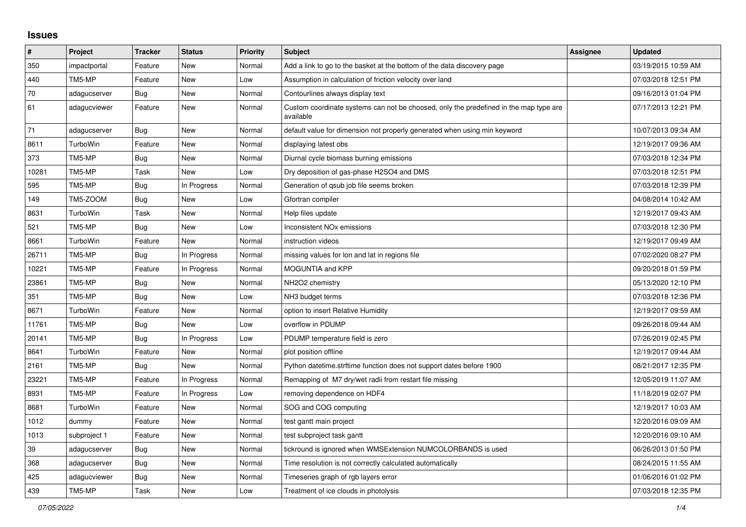# Issues

| # | Project | Tracker | Status | Priority | Subject | Assignee | Updated |
|---|---|---|---|---|---|---|---|
| 350 | impactportal | Feature | New | Normal | Add a link to go to the basket at the bottom of the data discovery page | | 03/19/2015 10:59 AM |
| 440 | TM5-MP | Feature | New | Low | Assumption in calculation of friction velocity over land | | 07/03/2018 12:51 PM |
| 70 | adagucserver | Bug | New | Normal | Contourlines always display text | | 09/16/2013 01:04 PM |
| 61 | adagucviewer | Feature | New | Normal | Custom coordinate systems can not be choosed, only the predefined in the map type are available | | 07/17/2013 12:21 PM |
| 71 | adagucserver | Bug | New | Normal | default value for dimension not properly generated when using min keyword | | 10/07/2013 09:34 AM |
| 8611 | TurboWin | Feature | New | Normal | displaying latest obs | | 12/19/2017 09:36 AM |
| 373 | TM5-MP | Bug | New | Normal | Diurnal cycle biomass burning emissions | | 07/03/2018 12:34 PM |
| 10281 | TM5-MP | Task | New | Low | Dry deposition of gas-phase H2SO4 and DMS | | 07/03/2018 12:51 PM |
| 595 | TM5-MP | Bug | In Progress | Normal | Generation of qsub job file seems broken | | 07/03/2018 12:39 PM |
| 149 | TM5-ZOOM | Bug | New | Low | Gfortran compiler | | 04/08/2014 10:42 AM |
| 8631 | TurboWin | Task | New | Normal | Help files update | | 12/19/2017 09:43 AM |
| 521 | TM5-MP | Bug | New | Low | Inconsistent NOx emissions | | 07/03/2018 12:30 PM |
| 8661 | TurboWin | Feature | New | Normal | instruction videos | | 12/19/2017 09:49 AM |
| 26711 | TM5-MP | Bug | In Progress | Normal | missing values for lon and lat in regions file | | 07/02/2020 08:27 PM |
| 10221 | TM5-MP | Feature | In Progress | Normal | MOGUNTIA and KPP | | 09/20/2018 01:59 PM |
| 23861 | TM5-MP | Bug | New | Normal | NH2O2 chemistry | | 05/13/2020 12:10 PM |
| 351 | TM5-MP | Bug | New | Low | NH3 budget terms | | 07/03/2018 12:36 PM |
| 8671 | TurboWin | Feature | New | Normal | option to insert Relative Humidity | | 12/19/2017 09:59 AM |
| 11761 | TM5-MP | Bug | New | Low | overflow in PDUMP | | 09/26/2018 09:44 AM |
| 20141 | TM5-MP | Bug | In Progress | Low | PDUMP temperature field is zero | | 07/26/2019 02:45 PM |
| 8641 | TurboWin | Feature | New | Normal | plot position offline | | 12/19/2017 09:44 AM |
| 2161 | TM5-MP | Bug | New | Normal | Python datetime.strftime function does not support dates before 1900 | | 08/21/2017 12:35 PM |
| 23221 | TM5-MP | Feature | In Progress | Normal | Remapping of M7 dry/wet radii from restart file missing | | 12/05/2019 11:07 AM |
| 8931 | TM5-MP | Feature | In Progress | Low | removing dependence on HDF4 | | 11/18/2019 02:07 PM |
| 8681 | TurboWin | Feature | New | Normal | SOG and COG computing | | 12/19/2017 10:03 AM |
| 1012 | dummy | Feature | New | Normal | test gantt main project | | 12/20/2016 09:09 AM |
| 1013 | subproject 1 | Feature | New | Normal | test subproject task gantt | | 12/20/2016 09:10 AM |
| 39 | adagucserver | Bug | New | Normal | tickround is ignored when WMSExtension NUMCOLORBANDS is used | | 06/26/2013 01:50 PM |
| 368 | adagucserver | Bug | New | Normal | Time resolution is not correctly calculated automatically | | 08/24/2015 11:55 AM |
| 425 | adagucviewer | Bug | New | Normal | Timeseries graph of rgb layers error | | 01/06/2016 01:02 PM |
| 439 | TM5-MP | Task | New | Low | Treatment of ice clouds in photolysis | | 07/03/2018 12:35 PM |

*07/05/2022*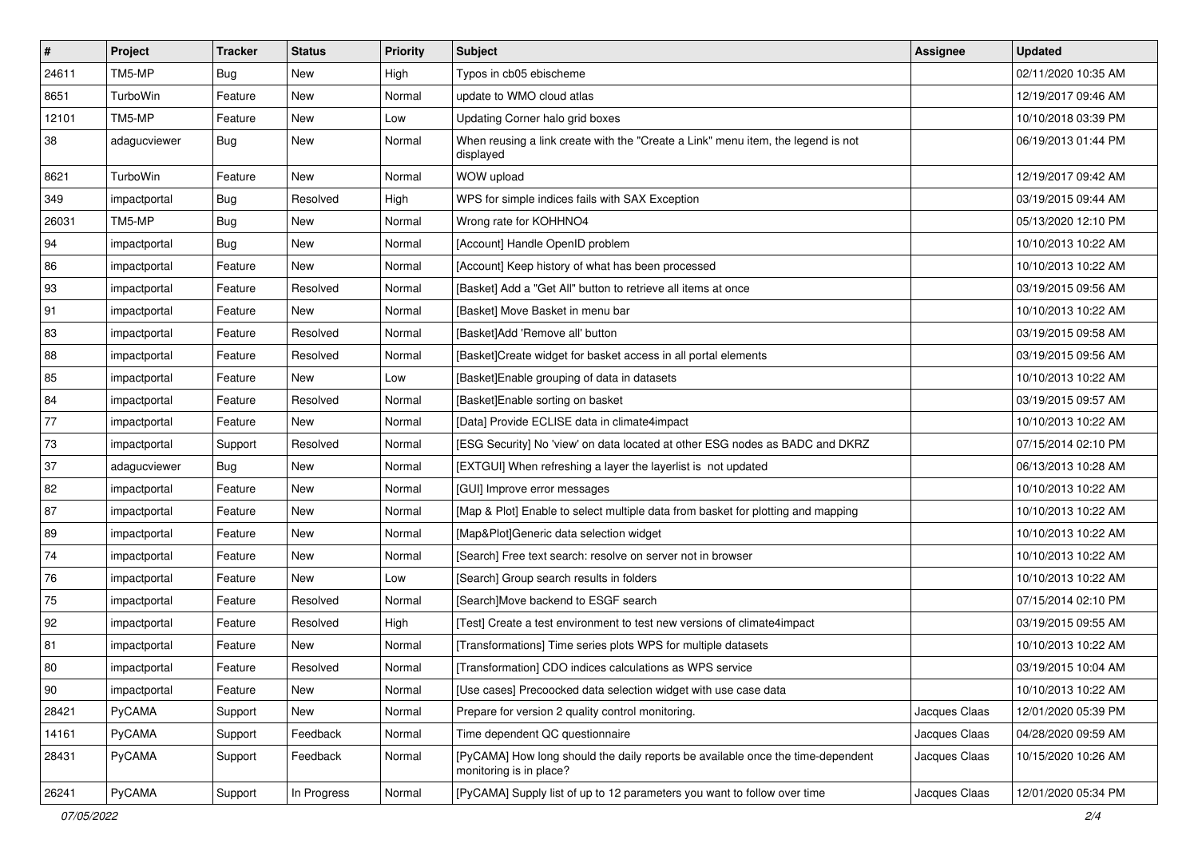| # | Project | Tracker | Status | Priority | Subject | Assignee | Updated |
|---|---|---|---|---|---|---|---|
| 24611 | TM5-MP | Bug | New | High | Typos in cb05 ebischeme | | 02/11/2020 10:35 AM |
| 8651 | TurboWin | Feature | New | Normal | update to WMO cloud atlas | | 12/19/2017 09:46 AM |
| 12101 | TM5-MP | Feature | New | Low | Updating Corner halo grid boxes | | 10/10/2018 03:39 PM |
| 38 | adagucviewer | Bug | New | Normal | When reusing a link create with the "Create a Link" menu item, the legend is not displayed | | 06/19/2013 01:44 PM |
| 8621 | TurboWin | Feature | New | Normal | WOW upload | | 12/19/2017 09:42 AM |
| 349 | impactportal | Bug | Resolved | High | WPS for simple indices fails with SAX Exception | | 03/19/2015 09:44 AM |
| 26031 | TM5-MP | Bug | New | Normal | Wrong rate for KOHHNO4 | | 05/13/2020 12:10 PM |
| 94 | impactportal | Bug | New | Normal | [Account] Handle OpenID problem | | 10/10/2013 10:22 AM |
| 86 | impactportal | Feature | New | Normal | [Account] Keep history of what has been processed | | 10/10/2013 10:22 AM |
| 93 | impactportal | Feature | Resolved | Normal | [Basket] Add a "Get All" button to retrieve all items at once | | 03/19/2015 09:56 AM |
| 91 | impactportal | Feature | New | Normal | [Basket] Move Basket in menu bar | | 10/10/2013 10:22 AM |
| 83 | impactportal | Feature | Resolved | Normal | [Basket]Add 'Remove all' button | | 03/19/2015 09:58 AM |
| 88 | impactportal | Feature | Resolved | Normal | [Basket]Create widget for basket access in all portal elements | | 03/19/2015 09:56 AM |
| 85 | impactportal | Feature | New | Low | [Basket]Enable grouping of data in datasets | | 10/10/2013 10:22 AM |
| 84 | impactportal | Feature | Resolved | Normal | [Basket]Enable sorting on basket | | 03/19/2015 09:57 AM |
| 77 | impactportal | Feature | New | Normal | [Data] Provide ECLISE data in climate4impact | | 10/10/2013 10:22 AM |
| 73 | impactportal | Support | Resolved | Normal | [ESG Security] No 'view' on data located at other ESG nodes as BADC and DKRZ | | 07/15/2014 02:10 PM |
| 37 | adagucviewer | Bug | New | Normal | [EXTGUI] When refreshing a layer the layerlist is not updated | | 06/13/2013 10:28 AM |
| 82 | impactportal | Feature | New | Normal | [GUI] Improve error messages | | 10/10/2013 10:22 AM |
| 87 | impactportal | Feature | New | Normal | [Map & Plot] Enable to select multiple data from basket for plotting and mapping | | 10/10/2013 10:22 AM |
| 89 | impactportal | Feature | New | Normal | [Map&Plot]Generic data selection widget | | 10/10/2013 10:22 AM |
| 74 | impactportal | Feature | New | Normal | [Search] Free text search: resolve on server not in browser | | 10/10/2013 10:22 AM |
| 76 | impactportal | Feature | New | Low | [Search] Group search results in folders | | 10/10/2013 10:22 AM |
| 75 | impactportal | Feature | Resolved | Normal | [Search]Move backend to ESGF search | | 07/15/2014 02:10 PM |
| 92 | impactportal | Feature | Resolved | High | [Test] Create a test environment to test new versions of climate4impact | | 03/19/2015 09:55 AM |
| 81 | impactportal | Feature | New | Normal | [Transformations] Time series plots WPS for multiple datasets | | 10/10/2013 10:22 AM |
| 80 | impactportal | Feature | Resolved | Normal | [Transformation] CDO indices calculations as WPS service | | 03/19/2015 10:04 AM |
| 90 | impactportal | Feature | New | Normal | [Use cases] Precoocked data selection widget with use case data | | 10/10/2013 10:22 AM |
| 28421 | PyCAMA | Support | New | Normal | Prepare for version 2 quality control monitoring. | Jacques Claas | 12/01/2020 05:39 PM |
| 14161 | PyCAMA | Support | Feedback | Normal | Time dependent QC questionnaire | Jacques Claas | 04/28/2020 09:59 AM |
| 28431 | PyCAMA | Support | Feedback | Normal | [PyCAMA] How long should the daily reports be available once the time-dependent monitoring is in place? | Jacques Claas | 10/15/2020 10:26 AM |
| 26241 | PyCAMA | Support | In Progress | Normal | [PyCAMA] Supply list of up to 12 parameters you want to follow over time | Jacques Claas | 12/01/2020 05:34 PM |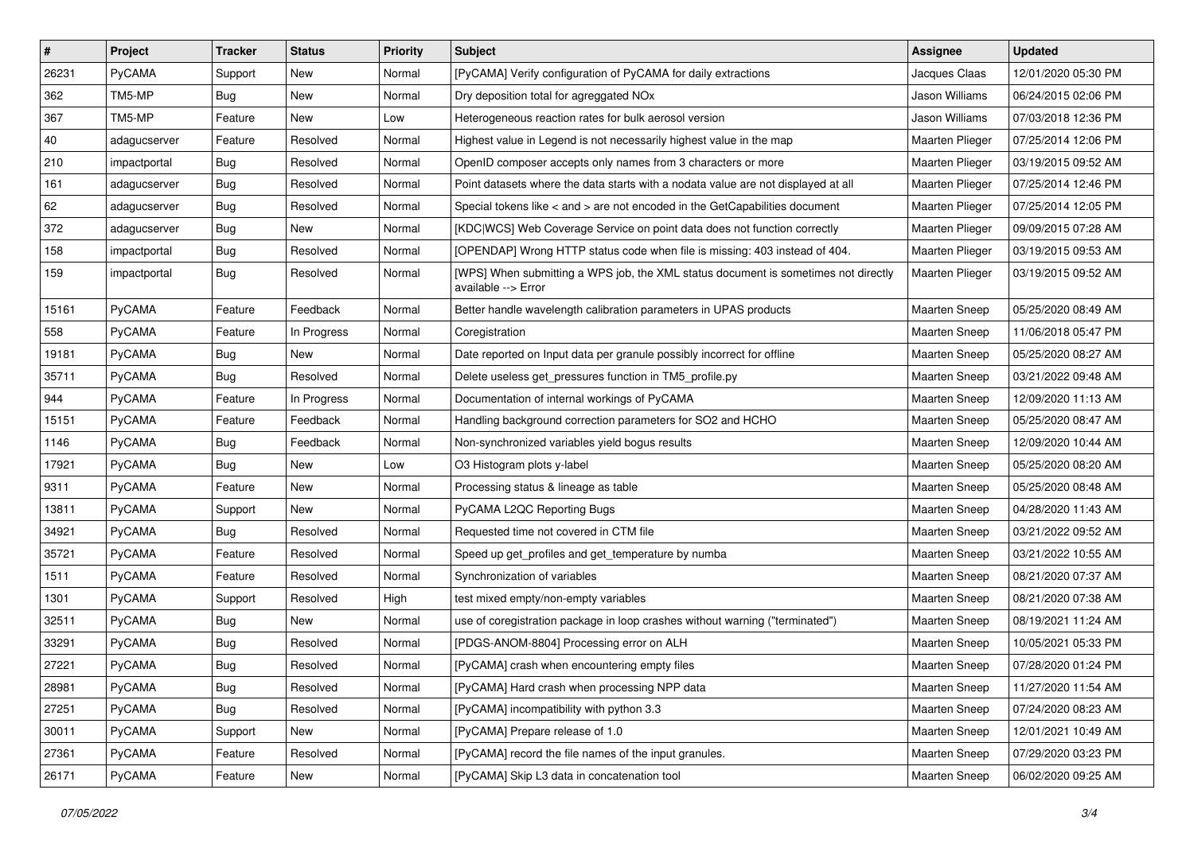| # | Project | Tracker | Status | Priority | Subject | Assignee | Updated |
|---|---|---|---|---|---|---|---|
| 26231 | PyCAMA | Support | New | Normal | [PyCAMA] Verify configuration of PyCAMA for daily extractions | Jacques Claas | 12/01/2020 05:30 PM |
| 362 | TM5-MP | Bug | New | Normal | Dry deposition total for agreggated NOx | Jason Williams | 06/24/2015 02:06 PM |
| 367 | TM5-MP | Feature | New | Low | Heterogeneous reaction rates for bulk aerosol version | Jason Williams | 07/03/2018 12:36 PM |
| 40 | adagucserver | Feature | Resolved | Normal | Highest value in Legend is not necessarily highest value in the map | Maarten Plieger | 07/25/2014 12:06 PM |
| 210 | impactportal | Bug | Resolved | Normal | OpenID composer accepts only names from 3 characters or more | Maarten Plieger | 03/19/2015 09:52 AM |
| 161 | adagucserver | Bug | Resolved | Normal | Point datasets where the data starts with a nodata value are not displayed at all | Maarten Plieger | 07/25/2014 12:46 PM |
| 62 | adagucserver | Bug | Resolved | Normal | Special tokens like < and > are not encoded in the GetCapabilities document | Maarten Plieger | 07/25/2014 12:05 PM |
| 372 | adagucserver | Bug | New | Normal | [KDC\|WCS] Web Coverage Service on point data does not function correctly | Maarten Plieger | 09/09/2015 07:28 AM |
| 158 | impactportal | Bug | Resolved | Normal | [OPENDAP] Wrong HTTP status code when file is missing: 403 instead of 404. | Maarten Plieger | 03/19/2015 09:53 AM |
| 159 | impactportal | Bug | Resolved | Normal | [WPS] When submitting a WPS job, the XML status document is sometimes not directly available --> Error | Maarten Plieger | 03/19/2015 09:52 AM |
| 15161 | PyCAMA | Feature | Feedback | Normal | Better handle wavelength calibration parameters in UPAS products | Maarten Sneep | 05/25/2020 08:49 AM |
| 558 | PyCAMA | Feature | In Progress | Normal | Coregistration | Maarten Sneep | 11/06/2018 05:47 PM |
| 19181 | PyCAMA | Bug | New | Normal | Date reported on Input data per granule possibly incorrect for offline | Maarten Sneep | 05/25/2020 08:27 AM |
| 35711 | PyCAMA | Bug | Resolved | Normal | Delete useless get_pressures function in TM5_profile.py | Maarten Sneep | 03/21/2022 09:48 AM |
| 944 | PyCAMA | Feature | In Progress | Normal | Documentation of internal workings of PyCAMA | Maarten Sneep | 12/09/2020 11:13 AM |
| 15151 | PyCAMA | Feature | Feedback | Normal | Handling background correction parameters for SO2 and HCHO | Maarten Sneep | 05/25/2020 08:47 AM |
| 1146 | PyCAMA | Bug | Feedback | Normal | Non-synchronized variables yield bogus results | Maarten Sneep | 12/09/2020 10:44 AM |
| 17921 | PyCAMA | Bug | New | Low | O3 Histogram plots y-label | Maarten Sneep | 05/25/2020 08:20 AM |
| 9311 | PyCAMA | Feature | New | Normal | Processing status & lineage as table | Maarten Sneep | 05/25/2020 08:48 AM |
| 13811 | PyCAMA | Support | New | Normal | PyCAMA L2QC Reporting Bugs | Maarten Sneep | 04/28/2020 11:43 AM |
| 34921 | PyCAMA | Bug | Resolved | Normal | Requested time not covered in CTM file | Maarten Sneep | 03/21/2022 09:52 AM |
| 35721 | PyCAMA | Feature | Resolved | Normal | Speed up get_profiles and get_temperature by numba | Maarten Sneep | 03/21/2022 10:55 AM |
| 1511 | PyCAMA | Feature | Resolved | Normal | Synchronization of variables | Maarten Sneep | 08/21/2020 07:37 AM |
| 1301 | PyCAMA | Support | Resolved | High | test mixed empty/non-empty variables | Maarten Sneep | 08/21/2020 07:38 AM |
| 32511 | PyCAMA | Bug | New | Normal | use of coregistration package in loop crashes without warning ("terminated") | Maarten Sneep | 08/19/2021 11:24 AM |
| 33291 | PyCAMA | Bug | Resolved | Normal | [PDGS-ANOM-8804] Processing error on ALH | Maarten Sneep | 10/05/2021 05:33 PM |
| 27221 | PyCAMA | Bug | Resolved | Normal | [PyCAMA] crash when encountering empty files | Maarten Sneep | 07/28/2020 01:24 PM |
| 28981 | PyCAMA | Bug | Resolved | Normal | [PyCAMA] Hard crash when processing NPP data | Maarten Sneep | 11/27/2020 11:54 AM |
| 27251 | PyCAMA | Bug | Resolved | Normal | [PyCAMA] incompatibility with python 3.3 | Maarten Sneep | 07/24/2020 08:23 AM |
| 30011 | PyCAMA | Support | New | Normal | [PyCAMA] Prepare release of 1.0 | Maarten Sneep | 12/01/2021 10:49 AM |
| 27361 | PyCAMA | Feature | Resolved | Normal | [PyCAMA] record the file names of the input granules. | Maarten Sneep | 07/29/2020 03:23 PM |
| 26171 | PyCAMA | Feature | New | Normal | [PyCAMA] Skip L3 data in concatenation tool | Maarten Sneep | 06/02/2020 09:25 AM |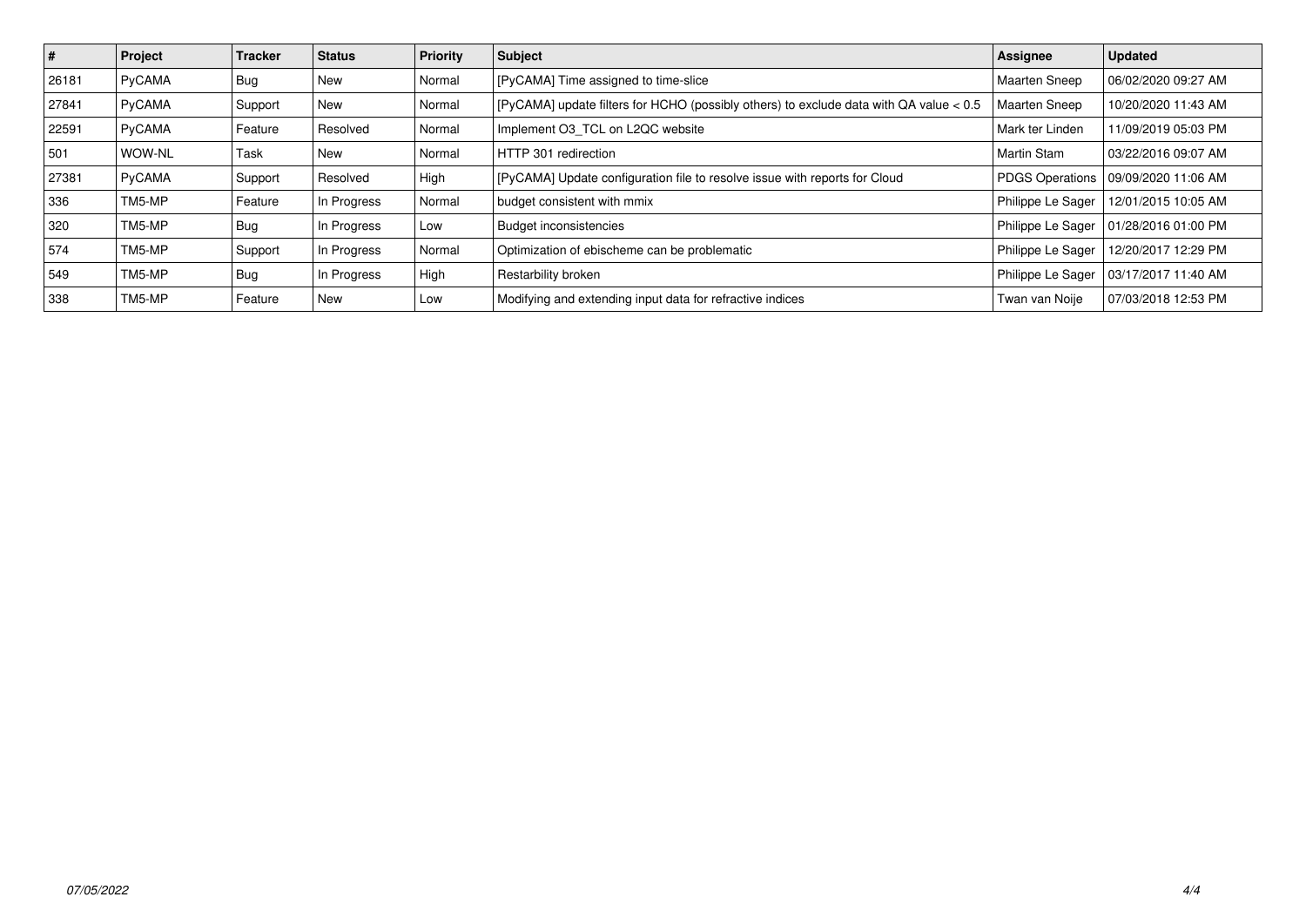| # | Project | Tracker | Status | Priority | Subject | Assignee | Updated |
|---|---|---|---|---|---|---|---|
| 26181 | PyCAMA | Bug | New | Normal | [PyCAMA] Time assigned to time-slice | Maarten Sneep | 06/02/2020 09:27 AM |
| 27841 | PyCAMA | Support | New | Normal | [PyCAMA] update filters for HCHO (possibly others) to exclude data with QA value < 0.5 | Maarten Sneep | 10/20/2020 11:43 AM |
| 22591 | PyCAMA | Feature | Resolved | Normal | Implement O3_TCL on L2QC website | Mark ter Linden | 11/09/2019 05:03 PM |
| 501 | WOW-NL | Task | New | Normal | HTTP 301 redirection | Martin Stam | 03/22/2016 09:07 AM |
| 27381 | PyCAMA | Support | Resolved | High | [PyCAMA] Update configuration file to resolve issue with reports for Cloud | PDGS Operations | 09/09/2020 11:06 AM |
| 336 | TM5-MP | Feature | In Progress | Normal | budget consistent with mmix | Philippe Le Sager | 12/01/2015 10:05 AM |
| 320 | TM5-MP | Bug | In Progress | Low | Budget inconsistencies | Philippe Le Sager | 01/28/2016 01:00 PM |
| 574 | TM5-MP | Support | In Progress | Normal | Optimization of ebischeme can be problematic | Philippe Le Sager | 12/20/2017 12:29 PM |
| 549 | TM5-MP | Bug | In Progress | High | Restarbility broken | Philippe Le Sager | 03/17/2017 11:40 AM |
| 338 | TM5-MP | Feature | New | Low | Modifying and extending input data for refractive indices | Twan van Noije | 07/03/2018 12:53 PM |